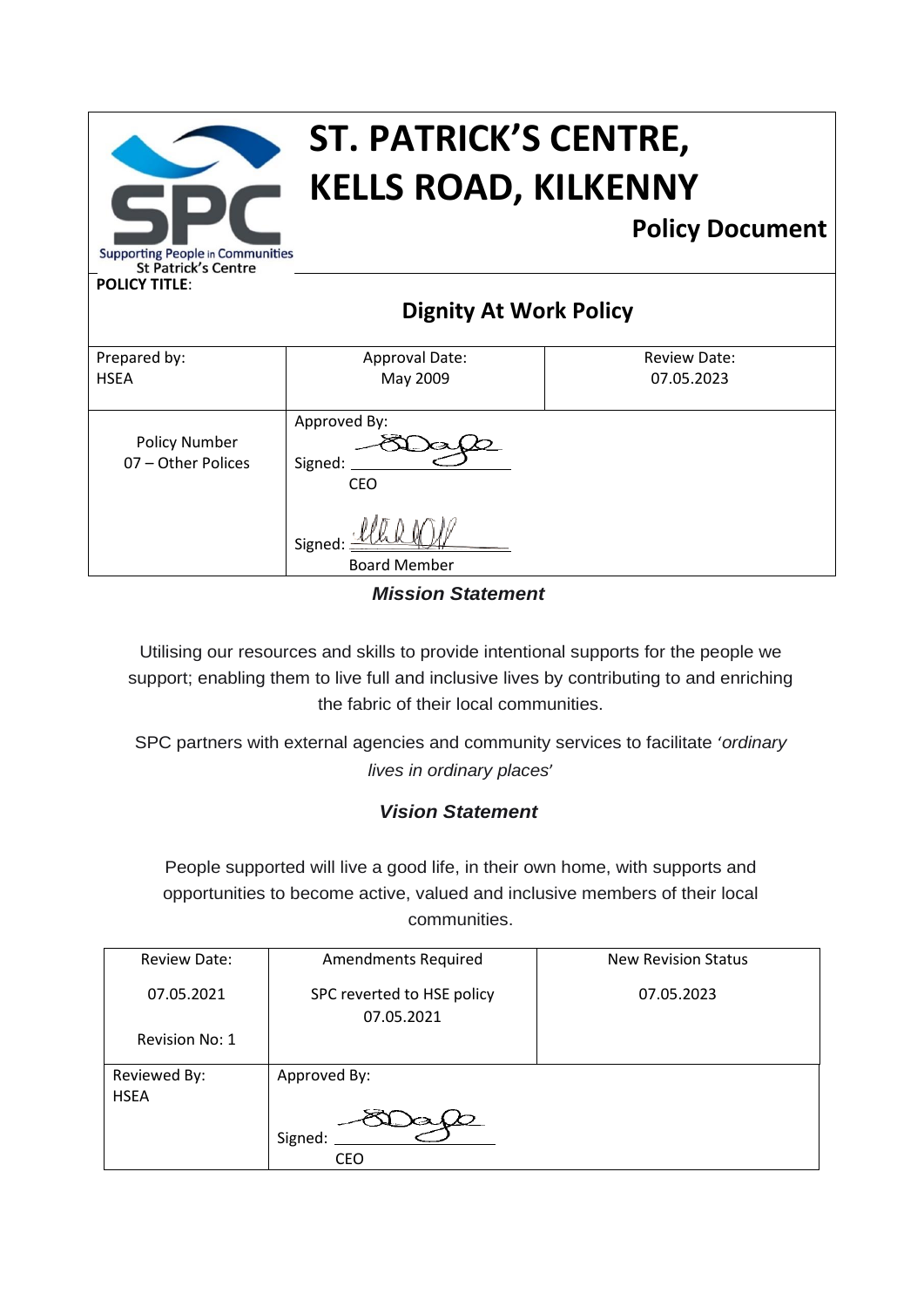# ST. PATRICK'S CENTRE, KELLS ROAD, KILKENNY

**Policy Document**

Supporting People in Communities
St Patrick's Centre

**POLICY TITLE**:

## Dignity At Work Policy

| Prepared by: HSEA | Approval Date: May 2009 | Review Date: 07.05.2023 |
|---|---|---|
| Policy Number 07 – Other Polices | Approved By: Signed: CEO Signed: Board Member | |

### *Mission Statement*

Utilising our resources and skills to provide intentional supports for the people we support; enabling them to live full and inclusive lives by contributing to and enriching the fabric of their local communities.

SPC partners with external agencies and community services to facilitate *'ordinary lives in ordinary places'*

### *Vision Statement*

People supported will live a good life, in their own home, with supports and opportunities to become active, valued and inclusive members of their local communities.

| Review Date: | Amendments Required | New Revision Status |
|---|---|---|
| 07.05.2021 Revision No: 1 | SPC reverted to HSE policy 07.05.2021 | 07.05.2023 |
| Reviewed By: HSEA | Approved By: Signed: CEO | |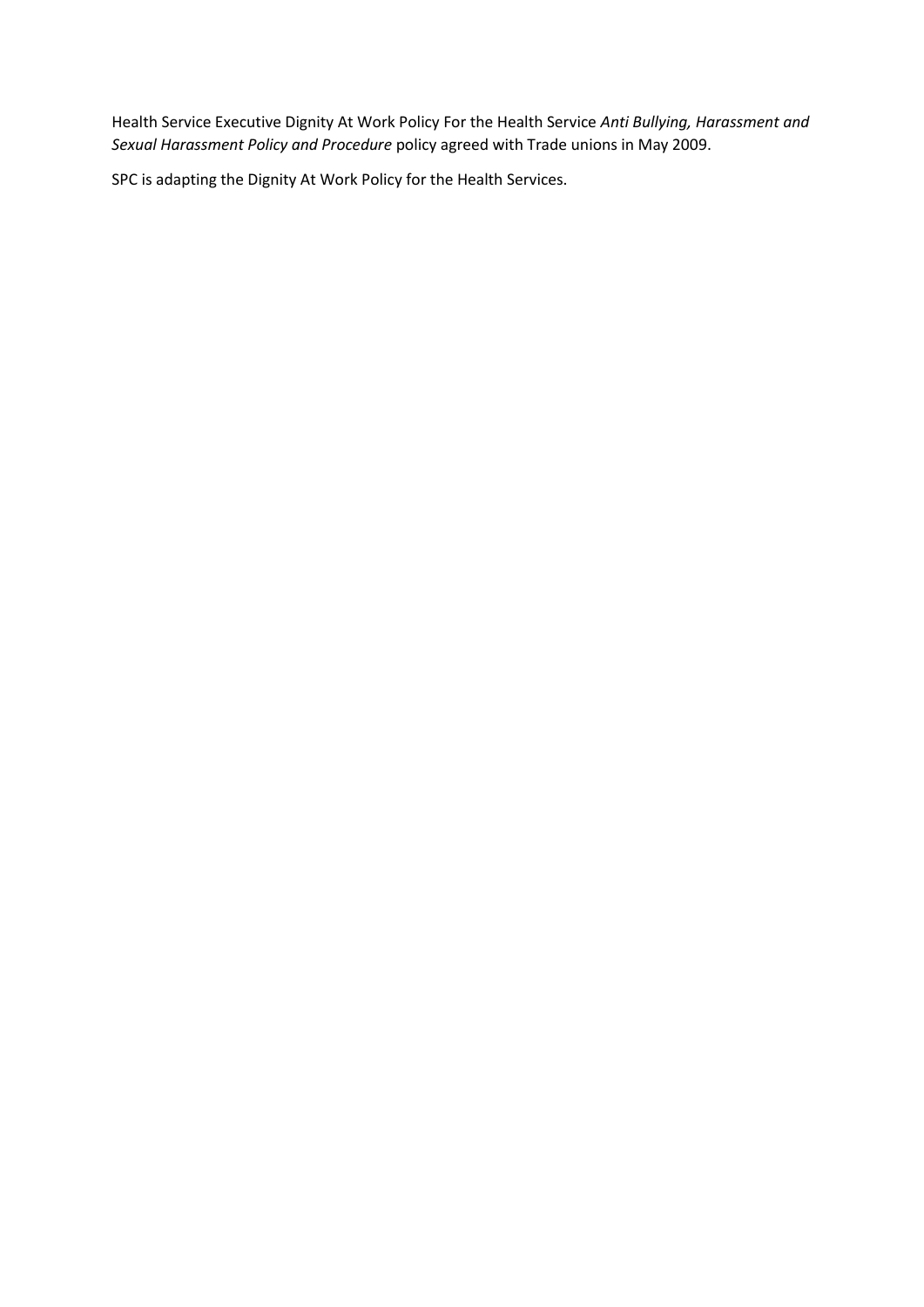Health Service Executive Dignity At Work Policy For the Health Service *Anti Bullying, Harassment and Sexual Harassment Policy and Procedure* policy agreed with Trade unions in May 2009.

SPC is adapting the Dignity At Work Policy for the Health Services.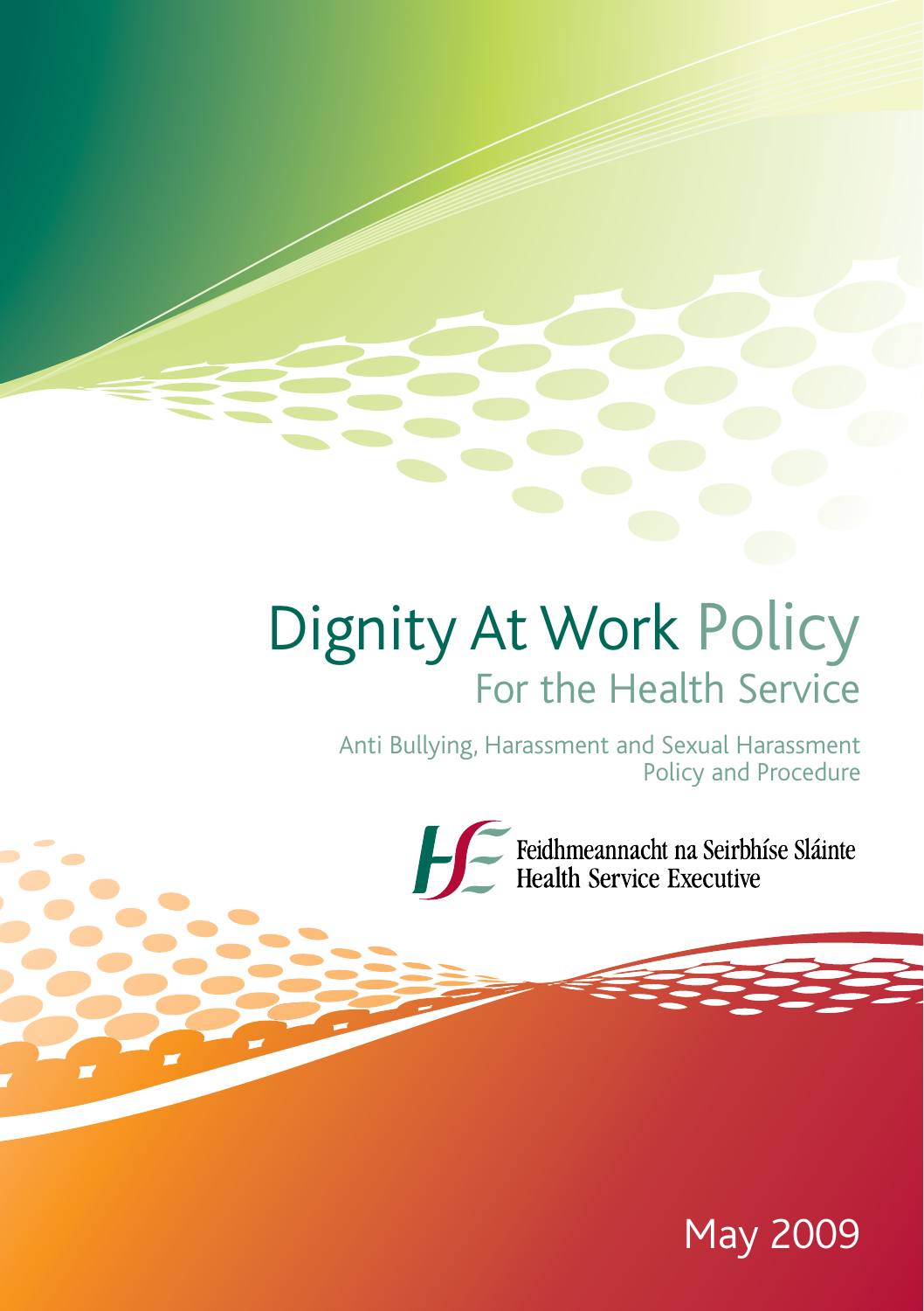# Dignity At Work Policy

## For the Health Service

Anti Bullying, Harassment and Sexual Harassment Policy and Procedure

Feidhmeannacht na Seirbhíse Sláinte
Health Service Executive

May 2009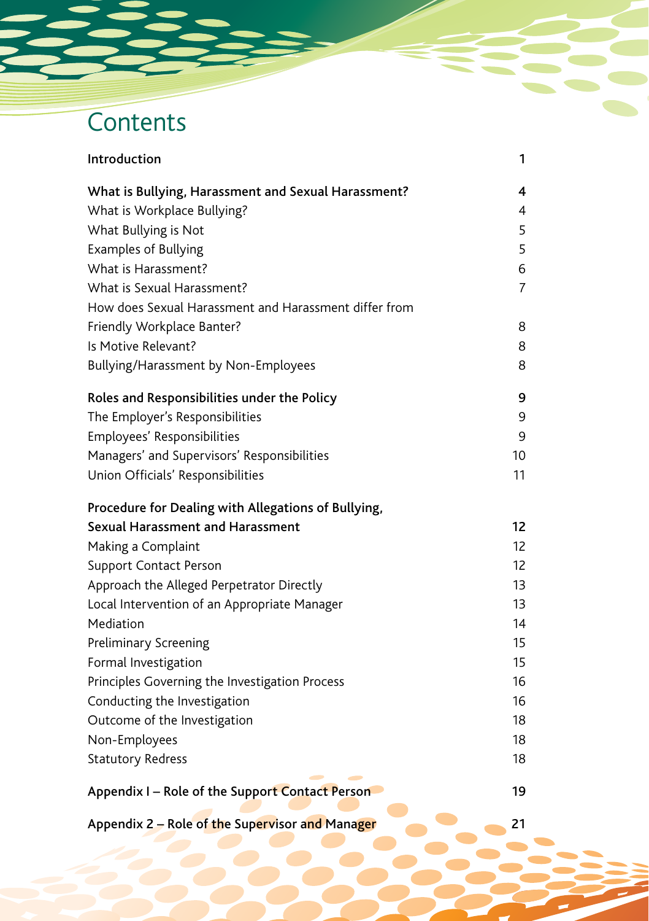# Contents

| | |
|---|---|
| **Introduction** | **1** |
| **What is Bullying, Harassment and Sexual Harassment?** | **4** |
| What is Workplace Bullying? | 4 |
| What Bullying is Not | 5 |
| Examples of Bullying | 5 |
| What is Harassment? | 6 |
| What is Sexual Harassment? | 7 |
| How does Sexual Harassment and Harassment differ from Friendly Workplace Banter? | 8 |
| Is Motive Relevant? | 8 |
| Bullying/Harassment by Non-Employees | 8 |
| **Roles and Responsibilities under the Policy** | **9** |
| The Employer's Responsibilities | 9 |
| Employees' Responsibilities | 9 |
| Managers' and Supervisors' Responsibilities | 10 |
| Union Officials' Responsibilities | 11 |
| **Procedure for Dealing with Allegations of Bullying, Sexual Harassment and Harassment** | **12** |
| Making a Complaint | 12 |
| Support Contact Person | 12 |
| Approach the Alleged Perpetrator Directly | 13 |
| Local Intervention of an Appropriate Manager | 13 |
| Mediation | 14 |
| Preliminary Screening | 15 |
| Formal Investigation | 15 |
| Principles Governing the Investigation Process | 16 |
| Conducting the Investigation | 16 |
| Outcome of the Investigation | 18 |
| Non-Employees | 18 |
| Statutory Redress | 18 |
| **Appendix I – Role of the Support Contact Person** | **19** |
| **Appendix 2 – Role of the Supervisor and Manager** | **21** |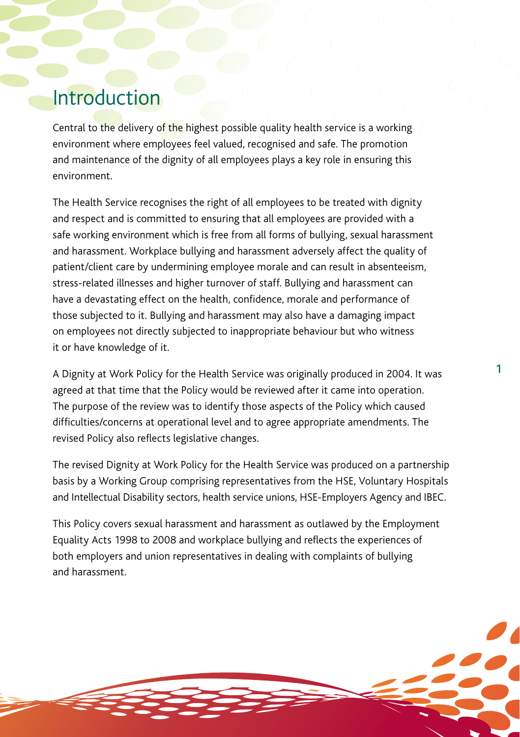# Introduction

Central to the delivery of the highest possible quality health service is a working environment where employees feel valued, recognised and safe. The promotion and maintenance of the dignity of all employees plays a key role in ensuring this environment.

The Health Service recognises the right of all employees to be treated with dignity and respect and is committed to ensuring that all employees are provided with a safe working environment which is free from all forms of bullying, sexual harassment and harassment. Workplace bullying and harassment adversely affect the quality of patient/client care by undermining employee morale and can result in absenteeism, stress-related illnesses and higher turnover of staff. Bullying and harassment can have a devastating effect on the health, confidence, morale and performance of those subjected to it. Bullying and harassment may also have a damaging impact on employees not directly subjected to inappropriate behaviour but who witness it or have knowledge of it.

A Dignity at Work Policy for the Health Service was originally produced in 2004. It was agreed at that time that the Policy would be reviewed after it came into operation. The purpose of the review was to identify those aspects of the Policy which caused difficulties/concerns at operational level and to agree appropriate amendments. The revised Policy also reflects legislative changes.

The revised Dignity at Work Policy for the Health Service was produced on a partnership basis by a Working Group comprising representatives from the HSE, Voluntary Hospitals and Intellectual Disability sectors, health service unions, HSE-Employers Agency and IBEC.

This Policy covers sexual harassment and harassment as outlawed by the Employment Equality Acts 1998 to 2008 and workplace bullying and reflects the experiences of both employers and union representatives in dealing with complaints of bullying and harassment.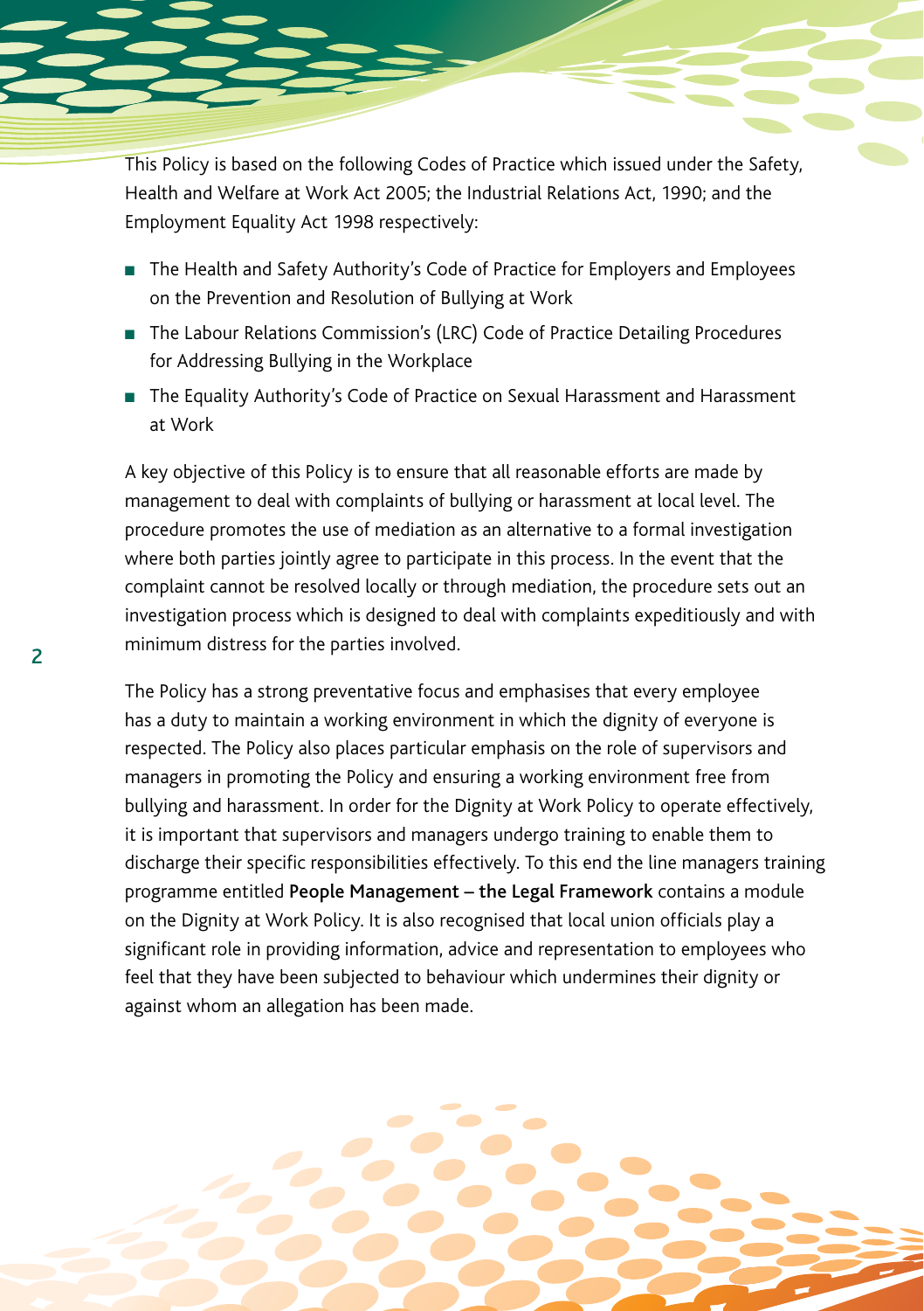This Policy is based on the following Codes of Practice which issued under the Safety, Health and Welfare at Work Act 2005; the Industrial Relations Act, 1990; and the Employment Equality Act 1998 respectively:

- The Health and Safety Authority's Code of Practice for Employers and Employees on the Prevention and Resolution of Bullying at Work
- The Labour Relations Commission's (LRC) Code of Practice Detailing Procedures for Addressing Bullying in the Workplace
- The Equality Authority's Code of Practice on Sexual Harassment and Harassment at Work

A key objective of this Policy is to ensure that all reasonable efforts are made by management to deal with complaints of bullying or harassment at local level. The procedure promotes the use of mediation as an alternative to a formal investigation where both parties jointly agree to participate in this process. In the event that the complaint cannot be resolved locally or through mediation, the procedure sets out an investigation process which is designed to deal with complaints expeditiously and with minimum distress for the parties involved.

The Policy has a strong preventative focus and emphasises that every employee has a duty to maintain a working environment in which the dignity of everyone is respected. The Policy also places particular emphasis on the role of supervisors and managers in promoting the Policy and ensuring a working environment free from bullying and harassment. In order for the Dignity at Work Policy to operate effectively, it is important that supervisors and managers undergo training to enable them to discharge their specific responsibilities effectively. To this end the line managers training programme entitled **People Management – the Legal Framework** contains a module on the Dignity at Work Policy. It is also recognised that local union officials play a significant role in providing information, advice and representation to employees who feel that they have been subjected to behaviour which undermines their dignity or against whom an allegation has been made.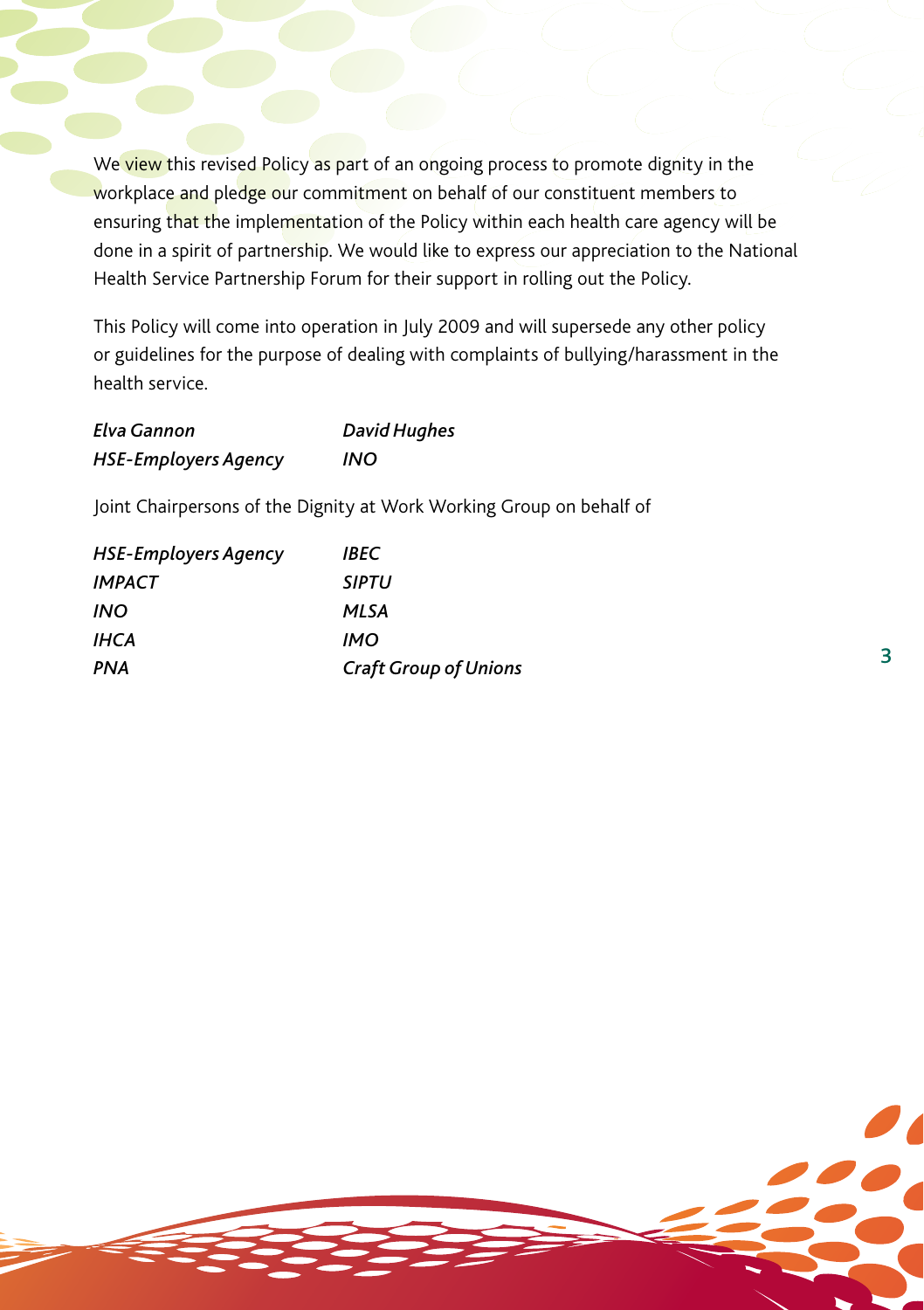We view this revised Policy as part of an ongoing process to promote dignity in the workplace and pledge our commitment on behalf of our constituent members to ensuring that the implementation of the Policy within each health care agency will be done in a spirit of partnership. We would like to express our appreciation to the National Health Service Partnership Forum for their support in rolling out the Policy.

This Policy will come into operation in July 2009 and will supersede any other policy or guidelines for the purpose of dealing with complaints of bullying/harassment in the health service.

| | |
|---|---|
| ***Elva Gannon*** | ***David Hughes*** |
| ***HSE-Employers Agency*** | ***INO*** |

Joint Chairpersons of the Dignity at Work Working Group on behalf of

| | |
|---|---|
| ***HSE-Employers Agency*** | ***IBEC*** |
| ***IMPACT*** | ***SIPTU*** |
| ***INO*** | ***MLSA*** |
| ***IHCA*** | ***IMO*** |
| ***PNA*** | ***Craft Group of Unions*** |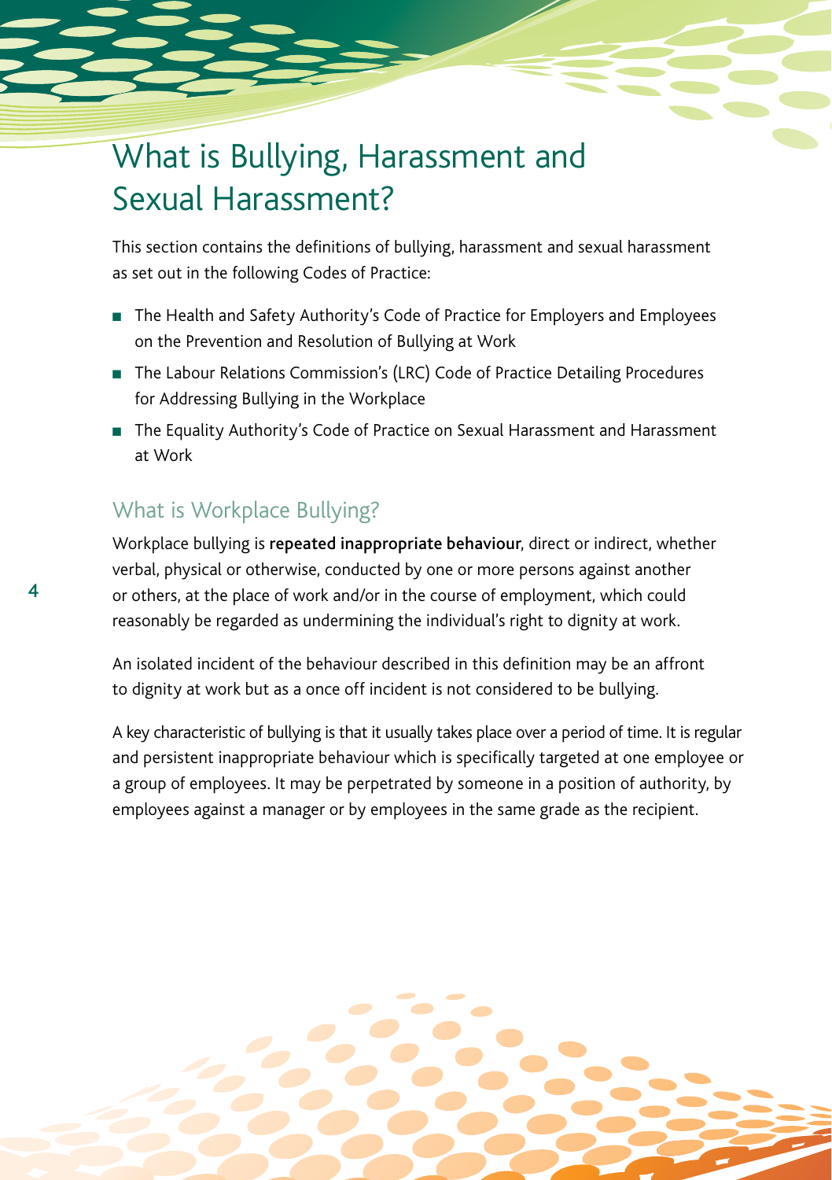# What is Bullying, Harassment and Sexual Harassment?

This section contains the definitions of bullying, harassment and sexual harassment as set out in the following Codes of Practice:

- The Health and Safety Authority's Code of Practice for Employers and Employees on the Prevention and Resolution of Bullying at Work
- The Labour Relations Commission's (LRC) Code of Practice Detailing Procedures for Addressing Bullying in the Workplace
- The Equality Authority's Code of Practice on Sexual Harassment and Harassment at Work

## What is Workplace Bullying?

Workplace bullying is **repeated inappropriate behaviour**, direct or indirect, whether verbal, physical or otherwise, conducted by one or more persons against another or others, at the place of work and/or in the course of employment, which could reasonably be regarded as undermining the individual's right to dignity at work.

An isolated incident of the behaviour described in this definition may be an affront to dignity at work but as a once off incident is not considered to be bullying.

A key characteristic of bullying is that it usually takes place over a period of time. It is regular and persistent inappropriate behaviour which is specifically targeted at one employee or a group of employees. It may be perpetrated by someone in a position of authority, by employees against a manager or by employees in the same grade as the recipient.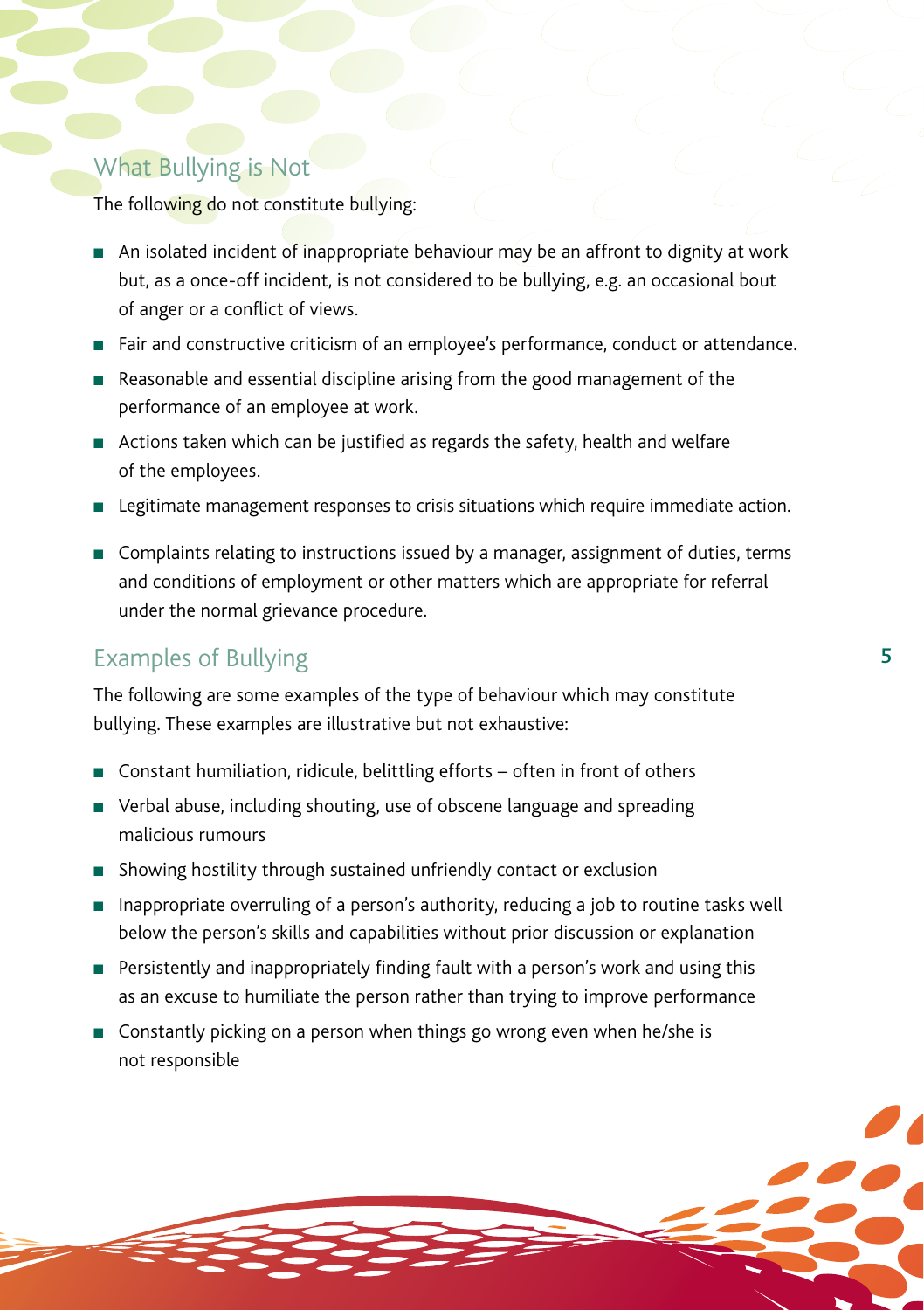## What Bullying is Not

The following do not constitute bullying:

- An isolated incident of inappropriate behaviour may be an affront to dignity at work but, as a once-off incident, is not considered to be bullying, e.g. an occasional bout of anger or a conflict of views.
- Fair and constructive criticism of an employee's performance, conduct or attendance.
- Reasonable and essential discipline arising from the good management of the performance of an employee at work.
- Actions taken which can be justified as regards the safety, health and welfare of the employees.
- Legitimate management responses to crisis situations which require immediate action.
- Complaints relating to instructions issued by a manager, assignment of duties, terms and conditions of employment or other matters which are appropriate for referral under the normal grievance procedure.

## Examples of Bullying

The following are some examples of the type of behaviour which may constitute bullying. These examples are illustrative but not exhaustive:

- Constant humiliation, ridicule, belittling efforts – often in front of others
- Verbal abuse, including shouting, use of obscene language and spreading malicious rumours
- Showing hostility through sustained unfriendly contact or exclusion
- Inappropriate overruling of a person's authority, reducing a job to routine tasks well below the person's skills and capabilities without prior discussion or explanation
- Persistently and inappropriately finding fault with a person's work and using this as an excuse to humiliate the person rather than trying to improve performance
- Constantly picking on a person when things go wrong even when he/she is not responsible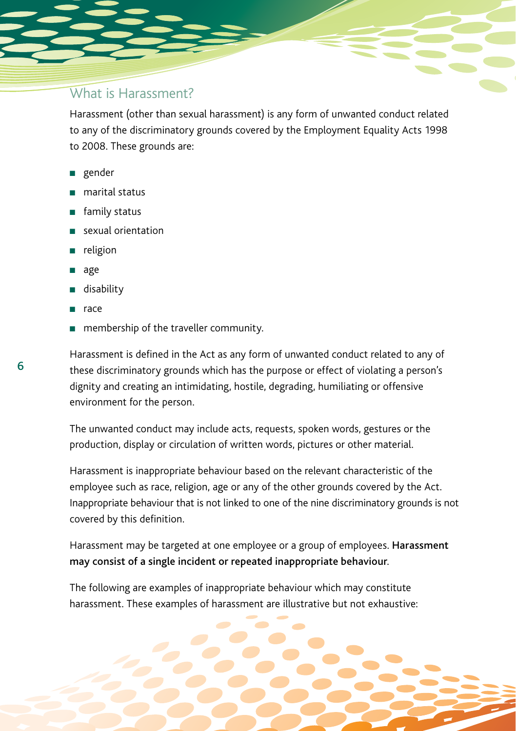## What is Harassment?

Harassment (other than sexual harassment) is any form of unwanted conduct related to any of the discriminatory grounds covered by the Employment Equality Acts 1998 to 2008. These grounds are:

- gender
- marital status
- family status
- sexual orientation
- religion
- age
- disability
- race
- membership of the traveller community.

Harassment is defined in the Act as any form of unwanted conduct related to any of these discriminatory grounds which has the purpose or effect of violating a person's dignity and creating an intimidating, hostile, degrading, humiliating or offensive environment for the person.

The unwanted conduct may include acts, requests, spoken words, gestures or the production, display or circulation of written words, pictures or other material.

Harassment is inappropriate behaviour based on the relevant characteristic of the employee such as race, religion, age or any of the other grounds covered by the Act. Inappropriate behaviour that is not linked to one of the nine discriminatory grounds is not covered by this definition.

Harassment may be targeted at one employee or a group of employees. **Harassment may consist of a single incident or repeated inappropriate behaviour**.

The following are examples of inappropriate behaviour which may constitute harassment. These examples of harassment are illustrative but not exhaustive: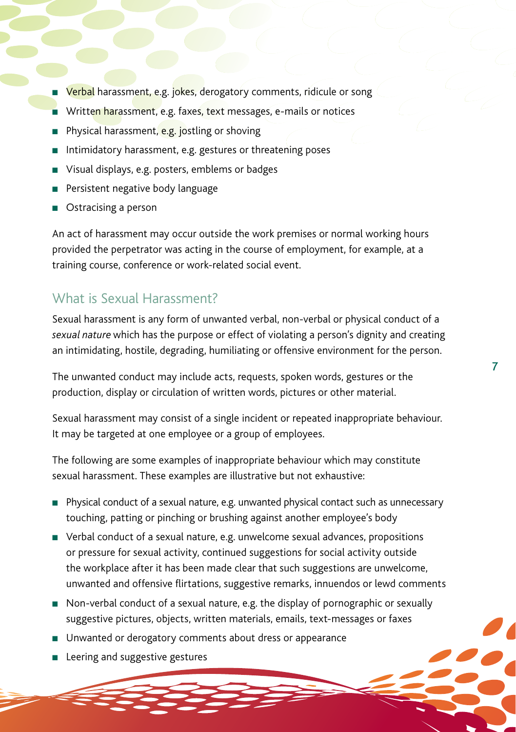- Verbal harassment, e.g. jokes, derogatory comments, ridicule or song
- Written harassment, e.g. faxes, text messages, e-mails or notices
- Physical harassment, e.g. jostling or shoving
- Intimidatory harassment, e.g. gestures or threatening poses
- Visual displays, e.g. posters, emblems or badges
- Persistent negative body language
- Ostracising a person

An act of harassment may occur outside the work premises or normal working hours provided the perpetrator was acting in the course of employment, for example, at a training course, conference or work-related social event.

## What is Sexual Harassment?

Sexual harassment is any form of unwanted verbal, non-verbal or physical conduct of a *sexual nature* which has the purpose or effect of violating a person's dignity and creating an intimidating, hostile, degrading, humiliating or offensive environment for the person.

The unwanted conduct may include acts, requests, spoken words, gestures or the production, display or circulation of written words, pictures or other material.

Sexual harassment may consist of a single incident or repeated inappropriate behaviour. It may be targeted at one employee or a group of employees.

The following are some examples of inappropriate behaviour which may constitute sexual harassment. These examples are illustrative but not exhaustive:

- Physical conduct of a sexual nature, e.g. unwanted physical contact such as unnecessary touching, patting or pinching or brushing against another employee's body
- Verbal conduct of a sexual nature, e.g. unwelcome sexual advances, propositions or pressure for sexual activity, continued suggestions for social activity outside the workplace after it has been made clear that such suggestions are unwelcome, unwanted and offensive flirtations, suggestive remarks, innuendos or lewd comments
- Non-verbal conduct of a sexual nature, e.g. the display of pornographic or sexually suggestive pictures, objects, written materials, emails, text-messages or faxes
- Unwanted or derogatory comments about dress or appearance
- Leering and suggestive gestures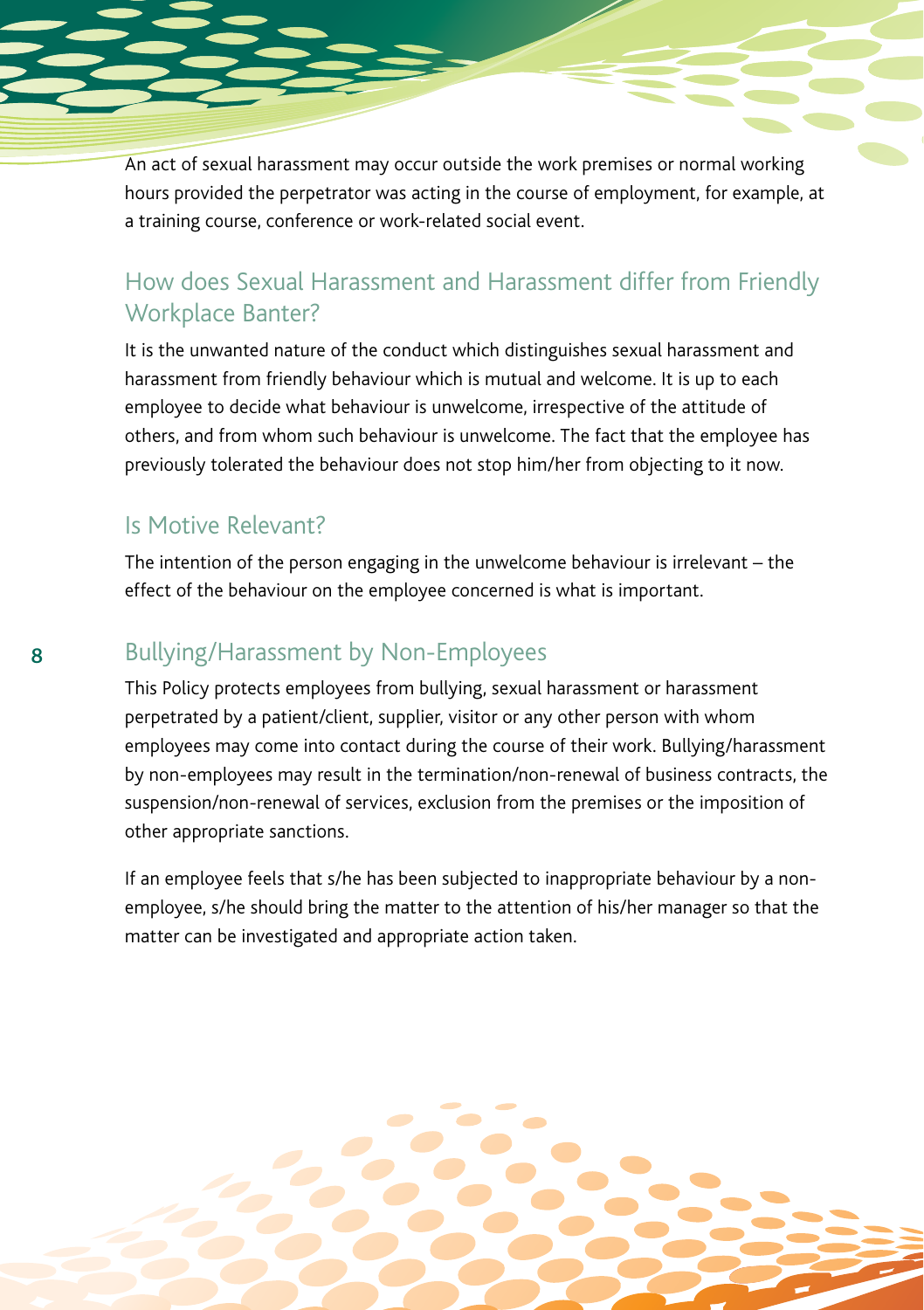An act of sexual harassment may occur outside the work premises or normal working hours provided the perpetrator was acting in the course of employment, for example, at a training course, conference or work-related social event.

## How does Sexual Harassment and Harassment differ from Friendly Workplace Banter?

It is the unwanted nature of the conduct which distinguishes sexual harassment and harassment from friendly behaviour which is mutual and welcome. It is up to each employee to decide what behaviour is unwelcome, irrespective of the attitude of others, and from whom such behaviour is unwelcome. The fact that the employee has previously tolerated the behaviour does not stop him/her from objecting to it now.

## Is Motive Relevant?

The intention of the person engaging in the unwelcome behaviour is irrelevant – the effect of the behaviour on the employee concerned is what is important.

## Bullying/Harassment by Non-Employees

This Policy protects employees from bullying, sexual harassment or harassment perpetrated by a patient/client, supplier, visitor or any other person with whom employees may come into contact during the course of their work. Bullying/harassment by non-employees may result in the termination/non-renewal of business contracts, the suspension/non-renewal of services, exclusion from the premises or the imposition of other appropriate sanctions.

If an employee feels that s/he has been subjected to inappropriate behaviour by a non-employee, s/he should bring the matter to the attention of his/her manager so that the matter can be investigated and appropriate action taken.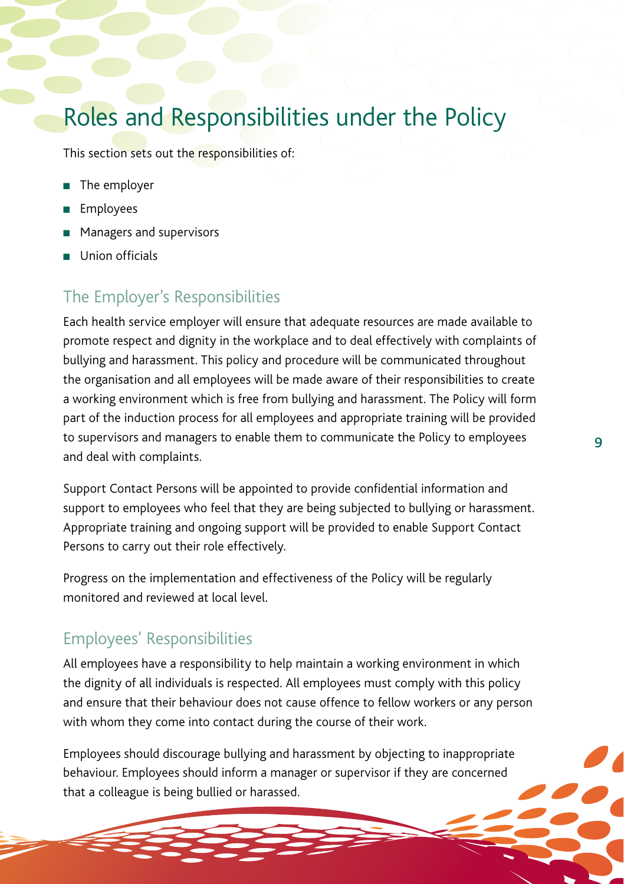# Roles and Responsibilities under the Policy

This section sets out the responsibilities of:

- The employer
- Employees
- Managers and supervisors
- Union officials

## The Employer's Responsibilities

Each health service employer will ensure that adequate resources are made available to promote respect and dignity in the workplace and to deal effectively with complaints of bullying and harassment. This policy and procedure will be communicated throughout the organisation and all employees will be made aware of their responsibilities to create a working environment which is free from bullying and harassment. The Policy will form part of the induction process for all employees and appropriate training will be provided to supervisors and managers to enable them to communicate the Policy to employees and deal with complaints.

Support Contact Persons will be appointed to provide confidential information and support to employees who feel that they are being subjected to bullying or harassment. Appropriate training and ongoing support will be provided to enable Support Contact Persons to carry out their role effectively.

Progress on the implementation and effectiveness of the Policy will be regularly monitored and reviewed at local level.

## Employees' Responsibilities

All employees have a responsibility to help maintain a working environment in which the dignity of all individuals is respected. All employees must comply with this policy and ensure that their behaviour does not cause offence to fellow workers or any person with whom they come into contact during the course of their work.

Employees should discourage bullying and harassment by objecting to inappropriate behaviour. Employees should inform a manager or supervisor if they are concerned that a colleague is being bullied or harassed.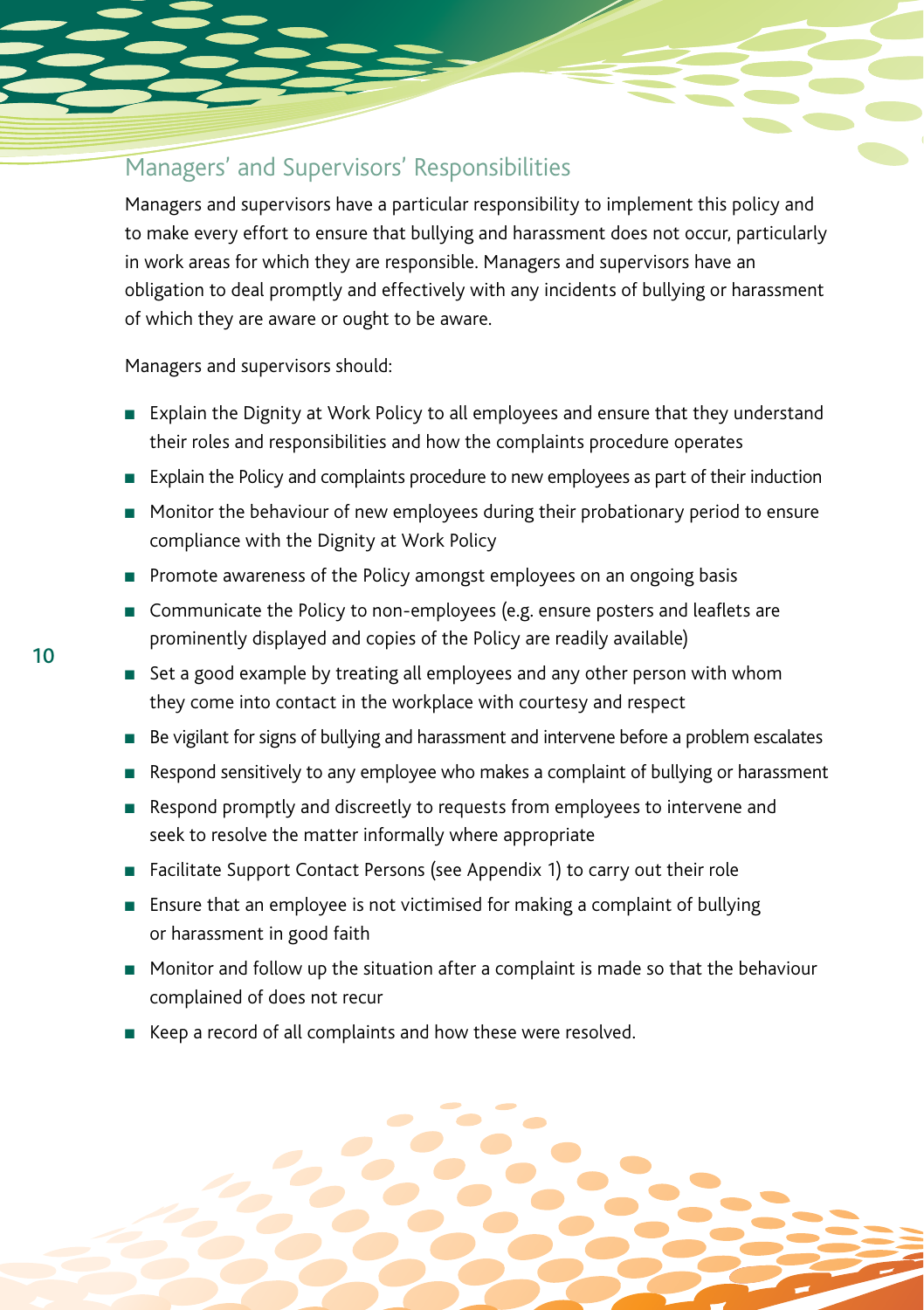## Managers' and Supervisors' Responsibilities

Managers and supervisors have a particular responsibility to implement this policy and to make every effort to ensure that bullying and harassment does not occur, particularly in work areas for which they are responsible. Managers and supervisors have an obligation to deal promptly and effectively with any incidents of bullying or harassment of which they are aware or ought to be aware.

Managers and supervisors should:

- Explain the Dignity at Work Policy to all employees and ensure that they understand their roles and responsibilities and how the complaints procedure operates
- Explain the Policy and complaints procedure to new employees as part of their induction
- Monitor the behaviour of new employees during their probationary period to ensure compliance with the Dignity at Work Policy
- Promote awareness of the Policy amongst employees on an ongoing basis
- Communicate the Policy to non-employees (e.g. ensure posters and leaflets are prominently displayed and copies of the Policy are readily available)
- Set a good example by treating all employees and any other person with whom they come into contact in the workplace with courtesy and respect
- Be vigilant for signs of bullying and harassment and intervene before a problem escalates
- Respond sensitively to any employee who makes a complaint of bullying or harassment
- Respond promptly and discreetly to requests from employees to intervene and seek to resolve the matter informally where appropriate
- Facilitate Support Contact Persons (see Appendix 1) to carry out their role
- Ensure that an employee is not victimised for making a complaint of bullying or harassment in good faith
- Monitor and follow up the situation after a complaint is made so that the behaviour complained of does not recur
- Keep a record of all complaints and how these were resolved.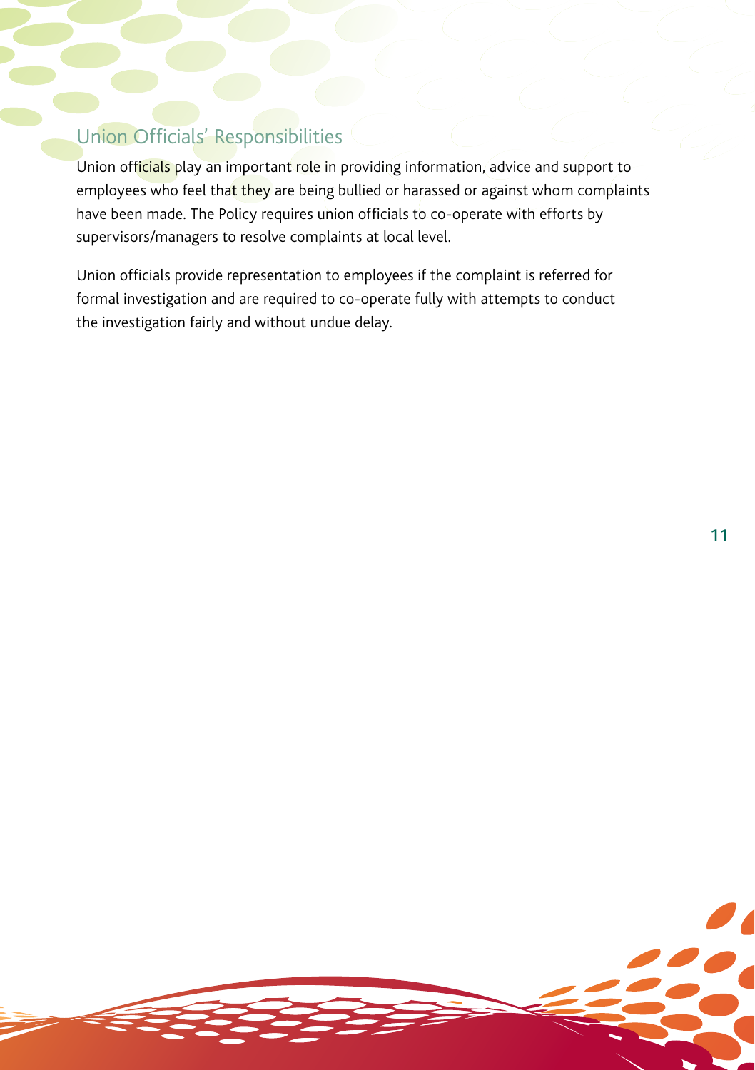## Union Officials' Responsibilities

Union officials play an important role in providing information, advice and support to employees who feel that they are being bullied or harassed or against whom complaints have been made. The Policy requires union officials to co-operate with efforts by supervisors/managers to resolve complaints at local level.

Union officials provide representation to employees if the complaint is referred for formal investigation and are required to co-operate fully with attempts to conduct the investigation fairly and without undue delay.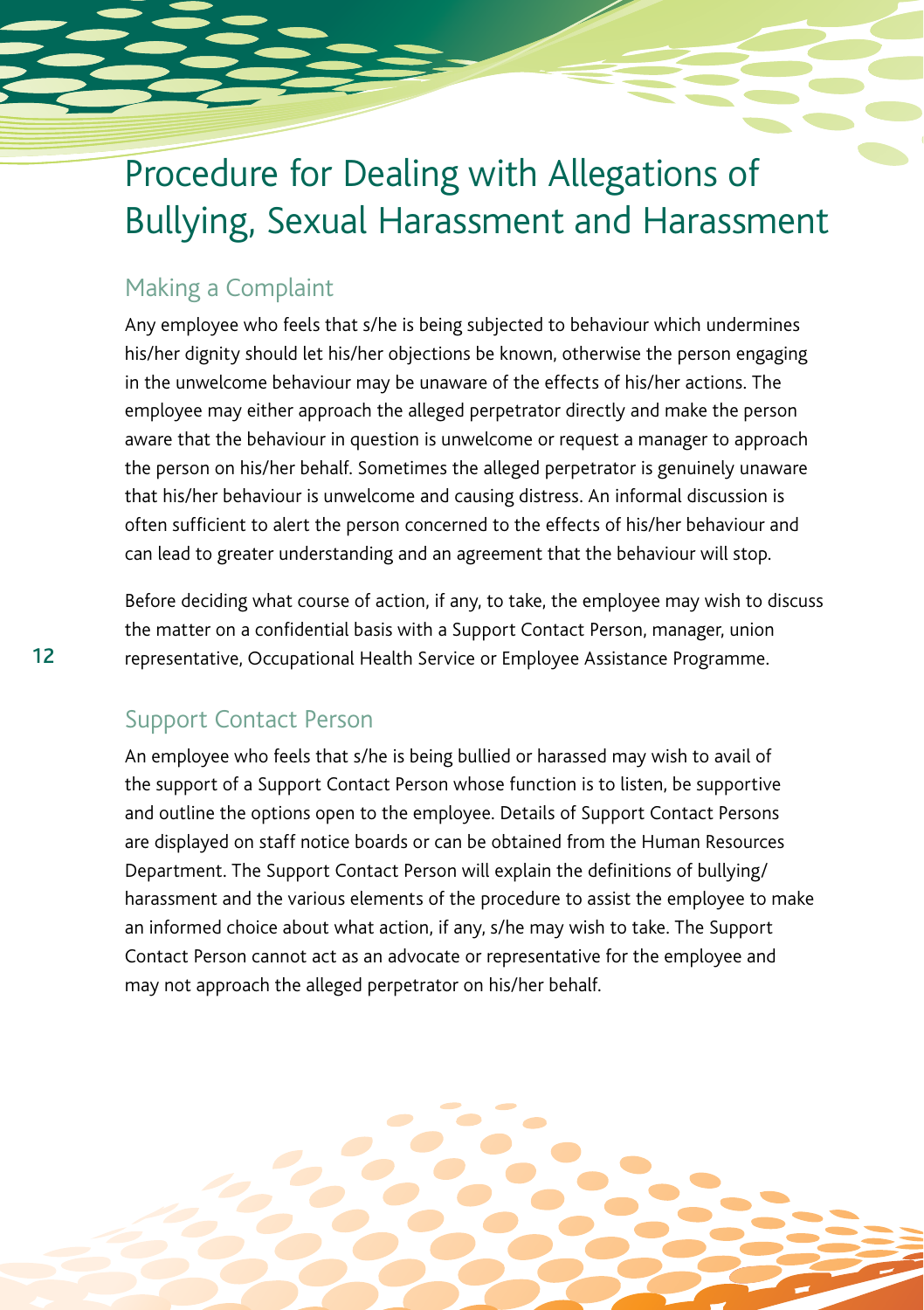# Procedure for Dealing with Allegations of Bullying, Sexual Harassment and Harassment

## Making a Complaint

Any employee who feels that s/he is being subjected to behaviour which undermines his/her dignity should let his/her objections be known, otherwise the person engaging in the unwelcome behaviour may be unaware of the effects of his/her actions. The employee may either approach the alleged perpetrator directly and make the person aware that the behaviour in question is unwelcome or request a manager to approach the person on his/her behalf. Sometimes the alleged perpetrator is genuinely unaware that his/her behaviour is unwelcome and causing distress. An informal discussion is often sufficient to alert the person concerned to the effects of his/her behaviour and can lead to greater understanding and an agreement that the behaviour will stop.

Before deciding what course of action, if any, to take, the employee may wish to discuss the matter on a confidential basis with a Support Contact Person, manager, union representative, Occupational Health Service or Employee Assistance Programme.

## Support Contact Person

An employee who feels that s/he is being bullied or harassed may wish to avail of the support of a Support Contact Person whose function is to listen, be supportive and outline the options open to the employee. Details of Support Contact Persons are displayed on staff notice boards or can be obtained from the Human Resources Department. The Support Contact Person will explain the definitions of bullying/harassment and the various elements of the procedure to assist the employee to make an informed choice about what action, if any, s/he may wish to take. The Support Contact Person cannot act as an advocate or representative for the employee and may not approach the alleged perpetrator on his/her behalf.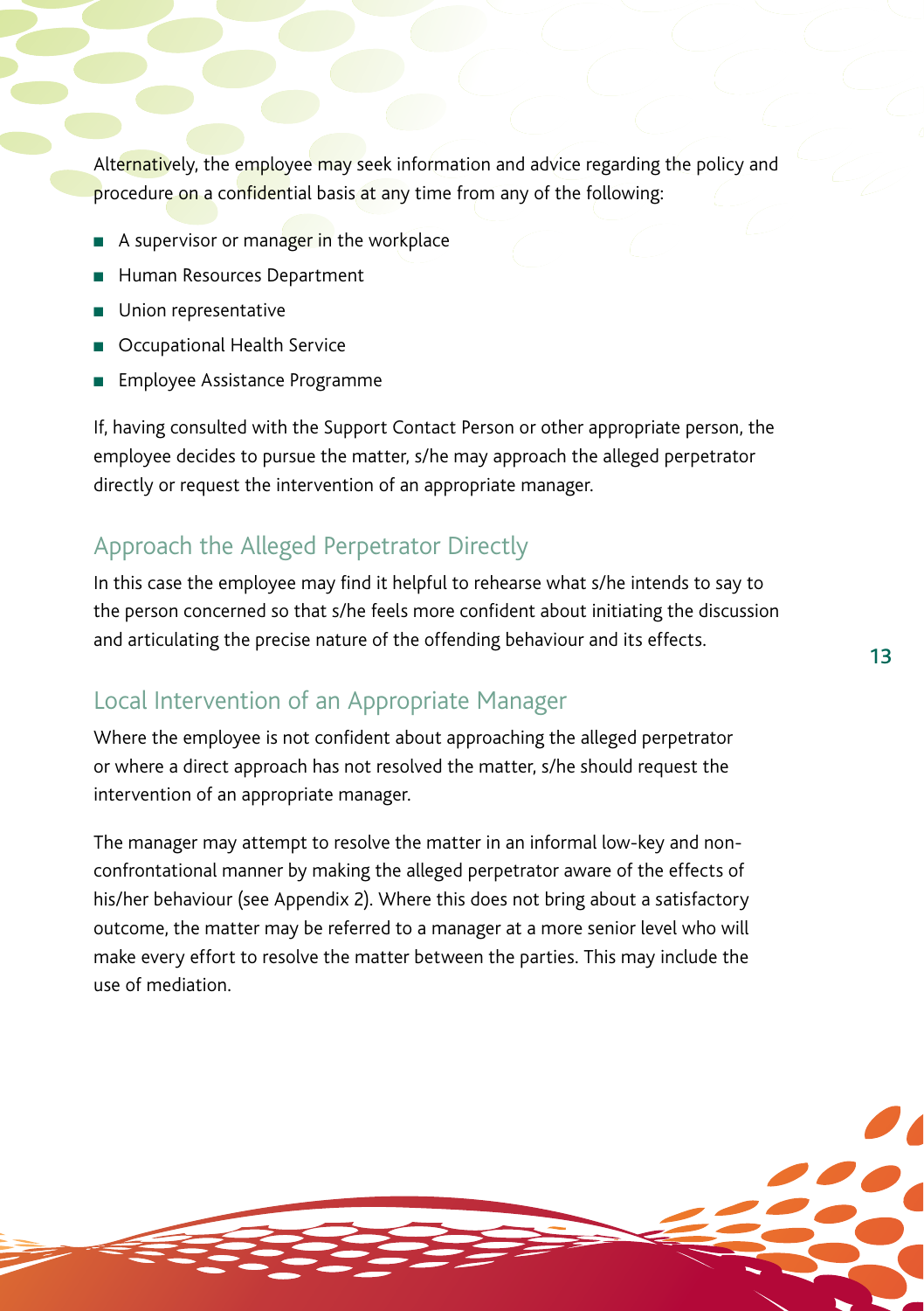Alternatively, the employee may seek information and advice regarding the policy and procedure on a confidential basis at any time from any of the following:

- A supervisor or manager in the workplace
- Human Resources Department
- Union representative
- Occupational Health Service
- Employee Assistance Programme

If, having consulted with the Support Contact Person or other appropriate person, the employee decides to pursue the matter, s/he may approach the alleged perpetrator directly or request the intervention of an appropriate manager.

## Approach the Alleged Perpetrator Directly

In this case the employee may find it helpful to rehearse what s/he intends to say to the person concerned so that s/he feels more confident about initiating the discussion and articulating the precise nature of the offending behaviour and its effects.

## Local Intervention of an Appropriate Manager

Where the employee is not confident about approaching the alleged perpetrator or where a direct approach has not resolved the matter, s/he should request the intervention of an appropriate manager.

The manager may attempt to resolve the matter in an informal low-key and non-confrontational manner by making the alleged perpetrator aware of the effects of his/her behaviour (see Appendix 2). Where this does not bring about a satisfactory outcome, the matter may be referred to a manager at a more senior level who will make every effort to resolve the matter between the parties. This may include the use of mediation.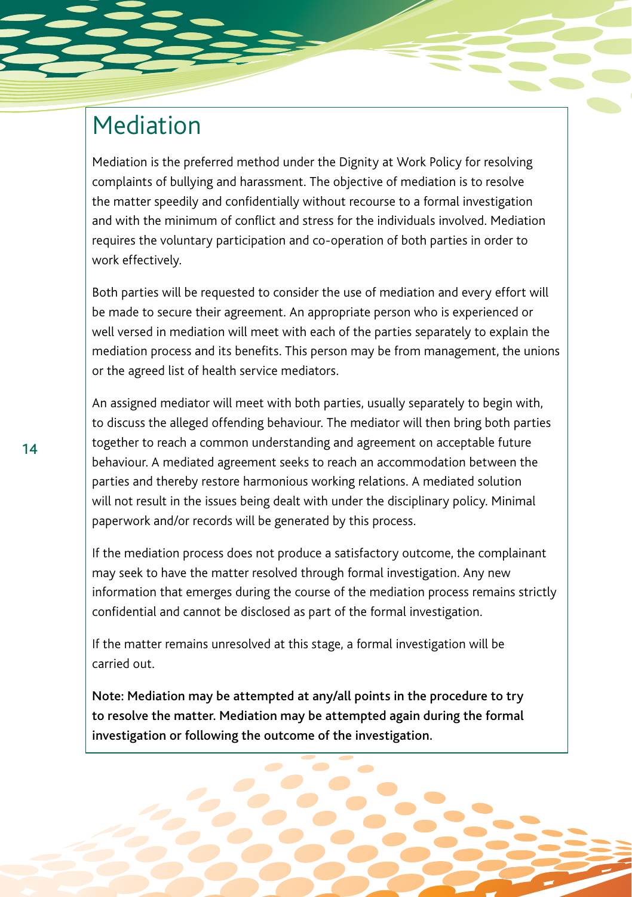# Mediation

Mediation is the preferred method under the Dignity at Work Policy for resolving complaints of bullying and harassment. The objective of mediation is to resolve the matter speedily and confidentially without recourse to a formal investigation and with the minimum of conflict and stress for the individuals involved. Mediation requires the voluntary participation and co-operation of both parties in order to work effectively.

Both parties will be requested to consider the use of mediation and every effort will be made to secure their agreement. An appropriate person who is experienced or well versed in mediation will meet with each of the parties separately to explain the mediation process and its benefits. This person may be from management, the unions or the agreed list of health service mediators.

An assigned mediator will meet with both parties, usually separately to begin with, to discuss the alleged offending behaviour. The mediator will then bring both parties together to reach a common understanding and agreement on acceptable future behaviour. A mediated agreement seeks to reach an accommodation between the parties and thereby restore harmonious working relations. A mediated solution will not result in the issues being dealt with under the disciplinary policy. Minimal paperwork and/or records will be generated by this process.

If the mediation process does not produce a satisfactory outcome, the complainant may seek to have the matter resolved through formal investigation. Any new information that emerges during the course of the mediation process remains strictly confidential and cannot be disclosed as part of the formal investigation.

If the matter remains unresolved at this stage, a formal investigation will be carried out.

**Note: Mediation may be attempted at any/all points in the procedure to try to resolve the matter. Mediation may be attempted again during the formal investigation or following the outcome of the investigation.**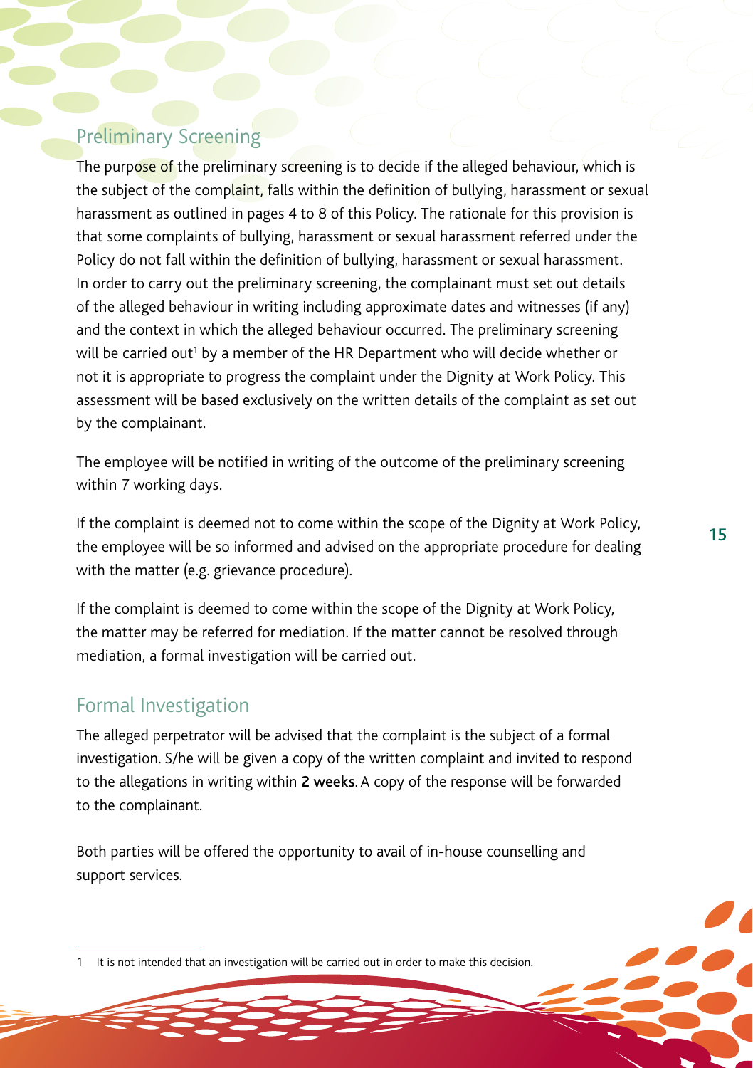## Preliminary Screening

The purpose of the preliminary screening is to decide if the alleged behaviour, which is the subject of the complaint, falls within the definition of bullying, harassment or sexual harassment as outlined in pages 4 to 8 of this Policy. The rationale for this provision is that some complaints of bullying, harassment or sexual harassment referred under the Policy do not fall within the definition of bullying, harassment or sexual harassment. In order to carry out the preliminary screening, the complainant must set out details of the alleged behaviour in writing including approximate dates and witnesses (if any) and the context in which the alleged behaviour occurred. The preliminary screening will be carried out[1] by a member of the HR Department who will decide whether or not it is appropriate to progress the complaint under the Dignity at Work Policy. This assessment will be based exclusively on the written details of the complaint as set out by the complainant.

The employee will be notified in writing of the outcome of the preliminary screening within 7 working days.

If the complaint is deemed not to come within the scope of the Dignity at Work Policy, the employee will be so informed and advised on the appropriate procedure for dealing with the matter (e.g. grievance procedure).

If the complaint is deemed to come within the scope of the Dignity at Work Policy, the matter may be referred for mediation. If the matter cannot be resolved through mediation, a formal investigation will be carried out.

## Formal Investigation

The alleged perpetrator will be advised that the complaint is the subject of a formal investigation. S/he will be given a copy of the written complaint and invited to respond to the allegations in writing within **2 weeks**. A copy of the response will be forwarded to the complainant.

Both parties will be offered the opportunity to avail of in-house counselling and support services.

---

1 It is not intended that an investigation will be carried out in order to make this decision.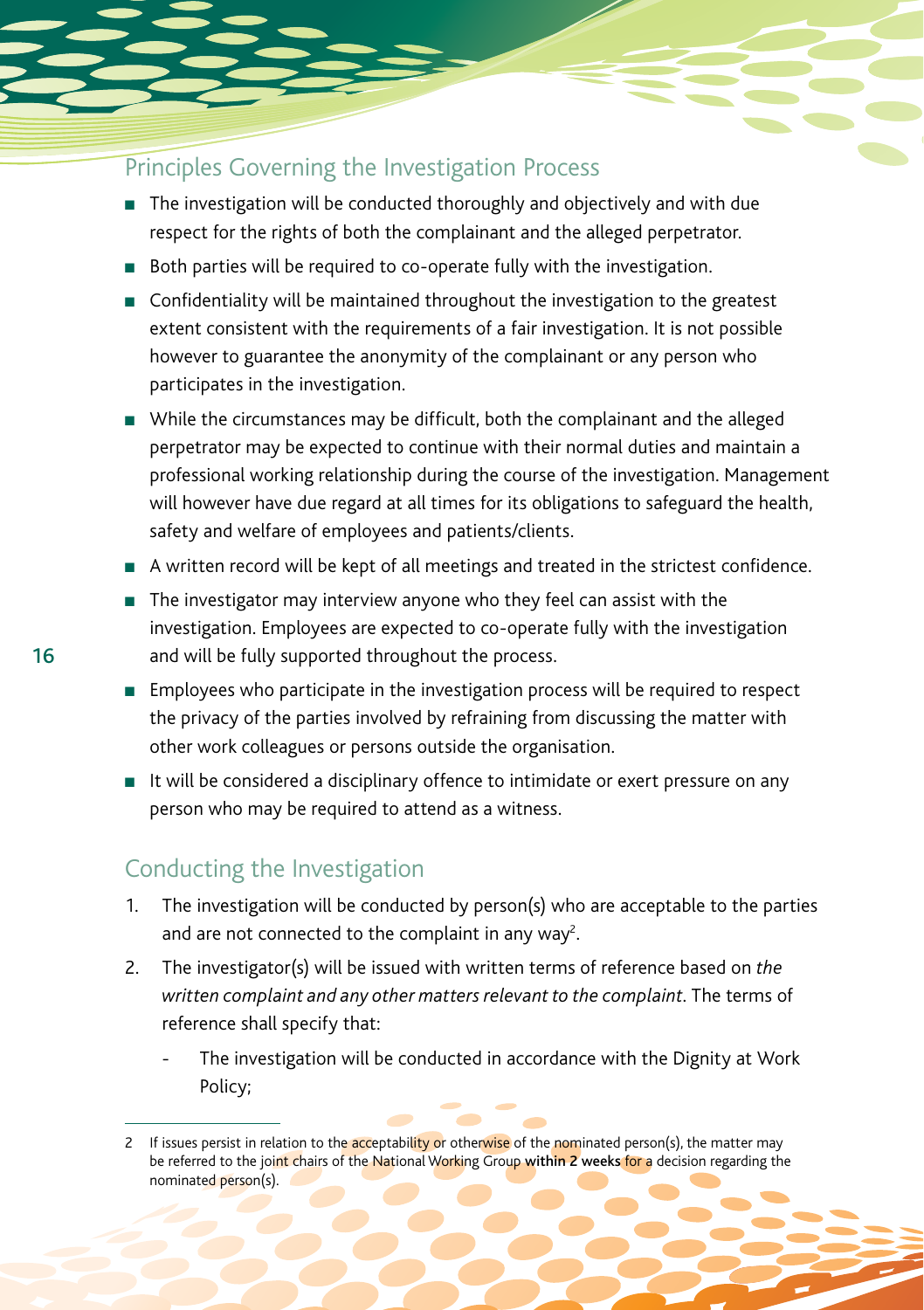## Principles Governing the Investigation Process

- The investigation will be conducted thoroughly and objectively and with due respect for the rights of both the complainant and the alleged perpetrator.
- Both parties will be required to co-operate fully with the investigation.
- Confidentiality will be maintained throughout the investigation to the greatest extent consistent with the requirements of a fair investigation. It is not possible however to guarantee the anonymity of the complainant or any person who participates in the investigation.
- While the circumstances may be difficult, both the complainant and the alleged perpetrator may be expected to continue with their normal duties and maintain a professional working relationship during the course of the investigation. Management will however have due regard at all times for its obligations to safeguard the health, safety and welfare of employees and patients/clients.
- A written record will be kept of all meetings and treated in the strictest confidence.
- The investigator may interview anyone who they feel can assist with the investigation. Employees are expected to co-operate fully with the investigation and will be fully supported throughout the process.
- Employees who participate in the investigation process will be required to respect the privacy of the parties involved by refraining from discussing the matter with other work colleagues or persons outside the organisation.
- It will be considered a disciplinary offence to intimidate or exert pressure on any person who may be required to attend as a witness.

## Conducting the Investigation

1. The investigation will be conducted by person(s) who are acceptable to the parties and are not connected to the complaint in any way[2].
2. The investigator(s) will be issued with written terms of reference based on *the written complaint and any other matters relevant to the complaint*. The terms of reference shall specify that:
   - The investigation will be conducted in accordance with the Dignity at Work Policy;

---

2 If issues persist in relation to the acceptability or otherwise of the nominated person(s), the matter may be referred to the joint chairs of the National Working Group **within 2 weeks** for a decision regarding the nominated person(s).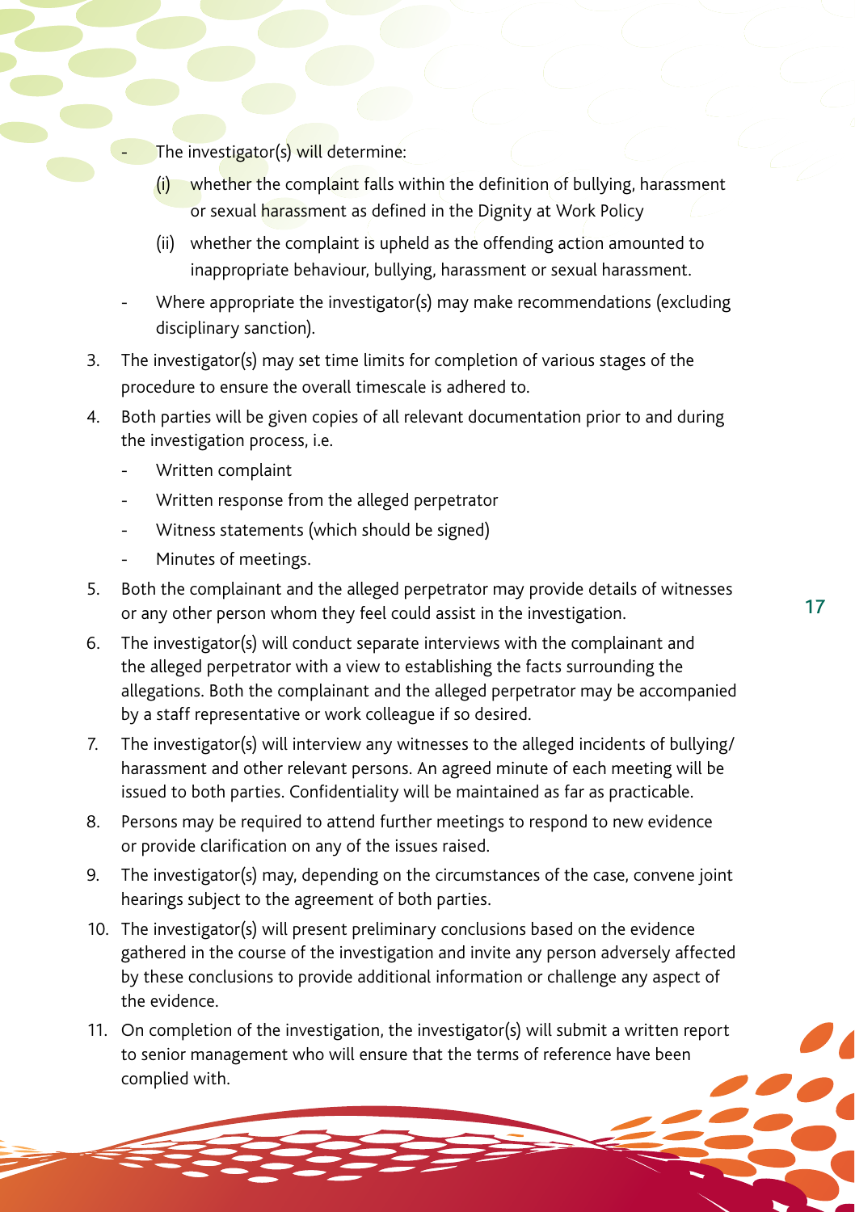- The investigator(s) will determine:
  - (i) whether the complaint falls within the definition of bullying, harassment or sexual harassment as defined in the Dignity at Work Policy
  - (ii) whether the complaint is upheld as the offending action amounted to inappropriate behaviour, bullying, harassment or sexual harassment.
- Where appropriate the investigator(s) may make recommendations (excluding disciplinary sanction).

3. The investigator(s) may set time limits for completion of various stages of the procedure to ensure the overall timescale is adhered to.
4. Both parties will be given copies of all relevant documentation prior to and during the investigation process, i.e.
   - Written complaint
   - Written response from the alleged perpetrator
   - Witness statements (which should be signed)
   - Minutes of meetings.
5. Both the complainant and the alleged perpetrator may provide details of witnesses or any other person whom they feel could assist in the investigation.
6. The investigator(s) will conduct separate interviews with the complainant and the alleged perpetrator with a view to establishing the facts surrounding the allegations. Both the complainant and the alleged perpetrator may be accompanied by a staff representative or work colleague if so desired.
7. The investigator(s) will interview any witnesses to the alleged incidents of bullying/harassment and other relevant persons. An agreed minute of each meeting will be issued to both parties. Confidentiality will be maintained as far as practicable.
8. Persons may be required to attend further meetings to respond to new evidence or provide clarification on any of the issues raised.
9. The investigator(s) may, depending on the circumstances of the case, convene joint hearings subject to the agreement of both parties.
10. The investigator(s) will present preliminary conclusions based on the evidence gathered in the course of the investigation and invite any person adversely affected by these conclusions to provide additional information or challenge any aspect of the evidence.
11. On completion of the investigation, the investigator(s) will submit a written report to senior management who will ensure that the terms of reference have been complied with.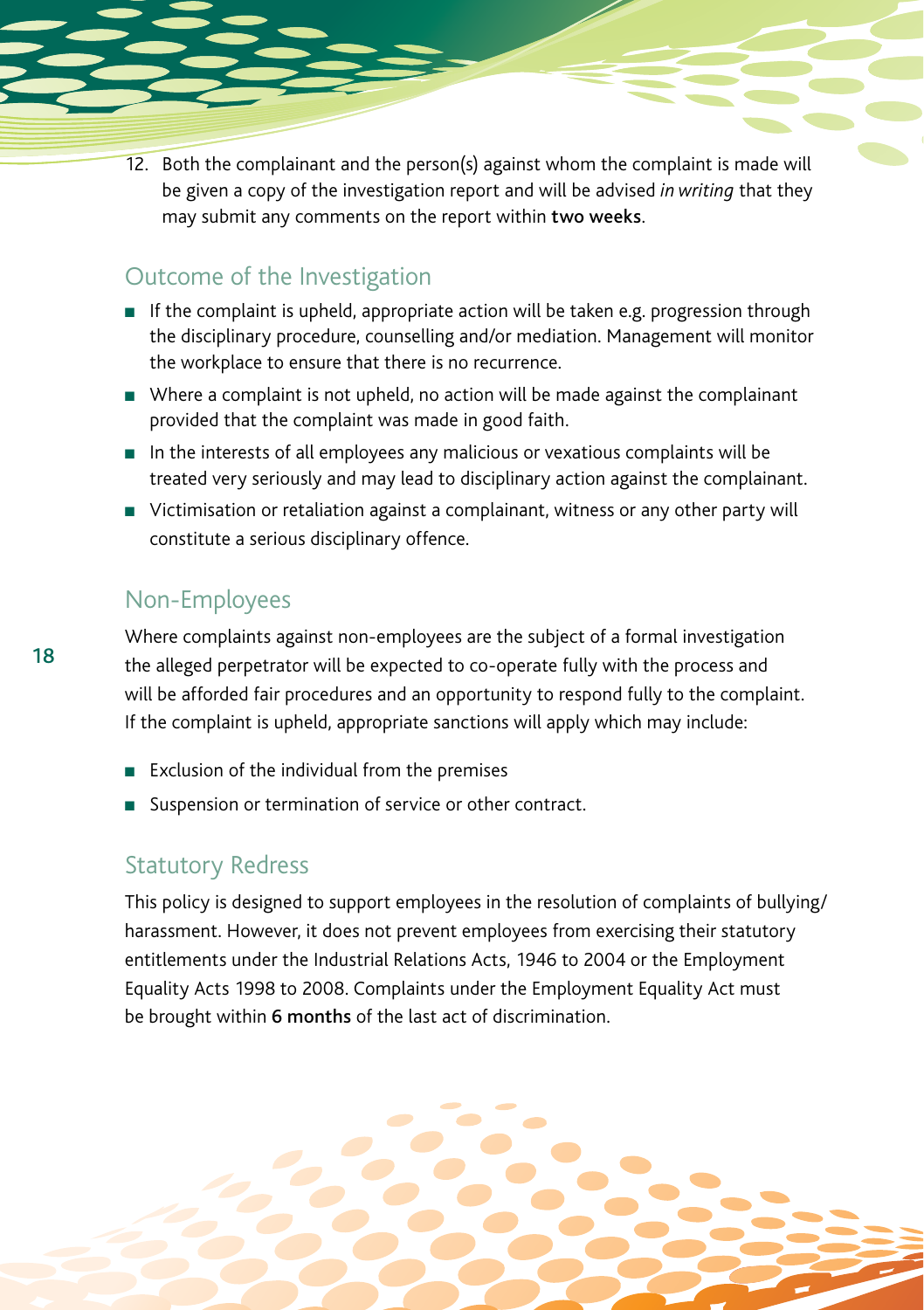12. Both the complainant and the person(s) against whom the complaint is made will be given a copy of the investigation report and will be advised *in writing* that they may submit any comments on the report within **two weeks**.

## Outcome of the Investigation

- If the complaint is upheld, appropriate action will be taken e.g. progression through the disciplinary procedure, counselling and/or mediation. Management will monitor the workplace to ensure that there is no recurrence.
- Where a complaint is not upheld, no action will be made against the complainant provided that the complaint was made in good faith.
- In the interests of all employees any malicious or vexatious complaints will be treated very seriously and may lead to disciplinary action against the complainant.
- Victimisation or retaliation against a complainant, witness or any other party will constitute a serious disciplinary offence.

## Non-Employees

Where complaints against non-employees are the subject of a formal investigation the alleged perpetrator will be expected to co-operate fully with the process and will be afforded fair procedures and an opportunity to respond fully to the complaint. If the complaint is upheld, appropriate sanctions will apply which may include:

- Exclusion of the individual from the premises
- Suspension or termination of service or other contract.

## Statutory Redress

This policy is designed to support employees in the resolution of complaints of bullying/harassment. However, it does not prevent employees from exercising their statutory entitlements under the Industrial Relations Acts, 1946 to 2004 or the Employment Equality Acts 1998 to 2008. Complaints under the Employment Equality Act must be brought within **6 months** of the last act of discrimination.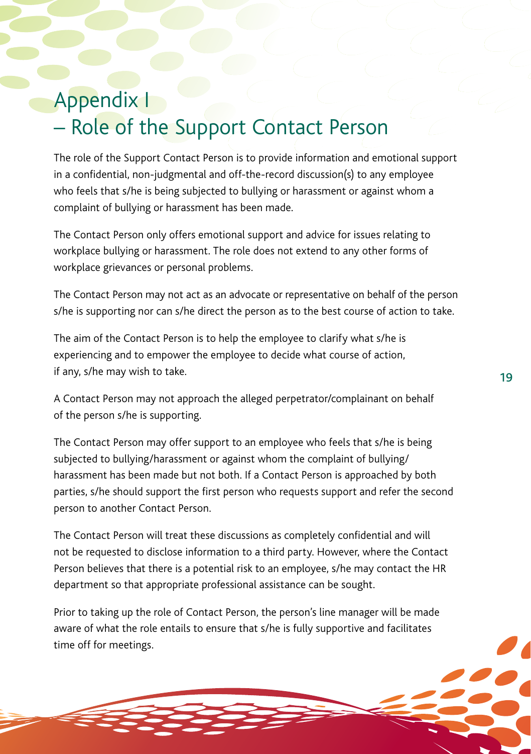# Appendix I – Role of the Support Contact Person

The role of the Support Contact Person is to provide information and emotional support in a confidential, non-judgmental and off-the-record discussion(s) to any employee who feels that s/he is being subjected to bullying or harassment or against whom a complaint of bullying or harassment has been made.

The Contact Person only offers emotional support and advice for issues relating to workplace bullying or harassment. The role does not extend to any other forms of workplace grievances or personal problems.

The Contact Person may not act as an advocate or representative on behalf of the person s/he is supporting nor can s/he direct the person as to the best course of action to take.

The aim of the Contact Person is to help the employee to clarify what s/he is experiencing and to empower the employee to decide what course of action, if any, s/he may wish to take.

A Contact Person may not approach the alleged perpetrator/complainant on behalf of the person s/he is supporting.

The Contact Person may offer support to an employee who feels that s/he is being subjected to bullying/harassment or against whom the complaint of bullying/harassment has been made but not both. If a Contact Person is approached by both parties, s/he should support the first person who requests support and refer the second person to another Contact Person.

The Contact Person will treat these discussions as completely confidential and will not be requested to disclose information to a third party. However, where the Contact Person believes that there is a potential risk to an employee, s/he may contact the HR department so that appropriate professional assistance can be sought.

Prior to taking up the role of Contact Person, the person's line manager will be made aware of what the role entails to ensure that s/he is fully supportive and facilitates time off for meetings.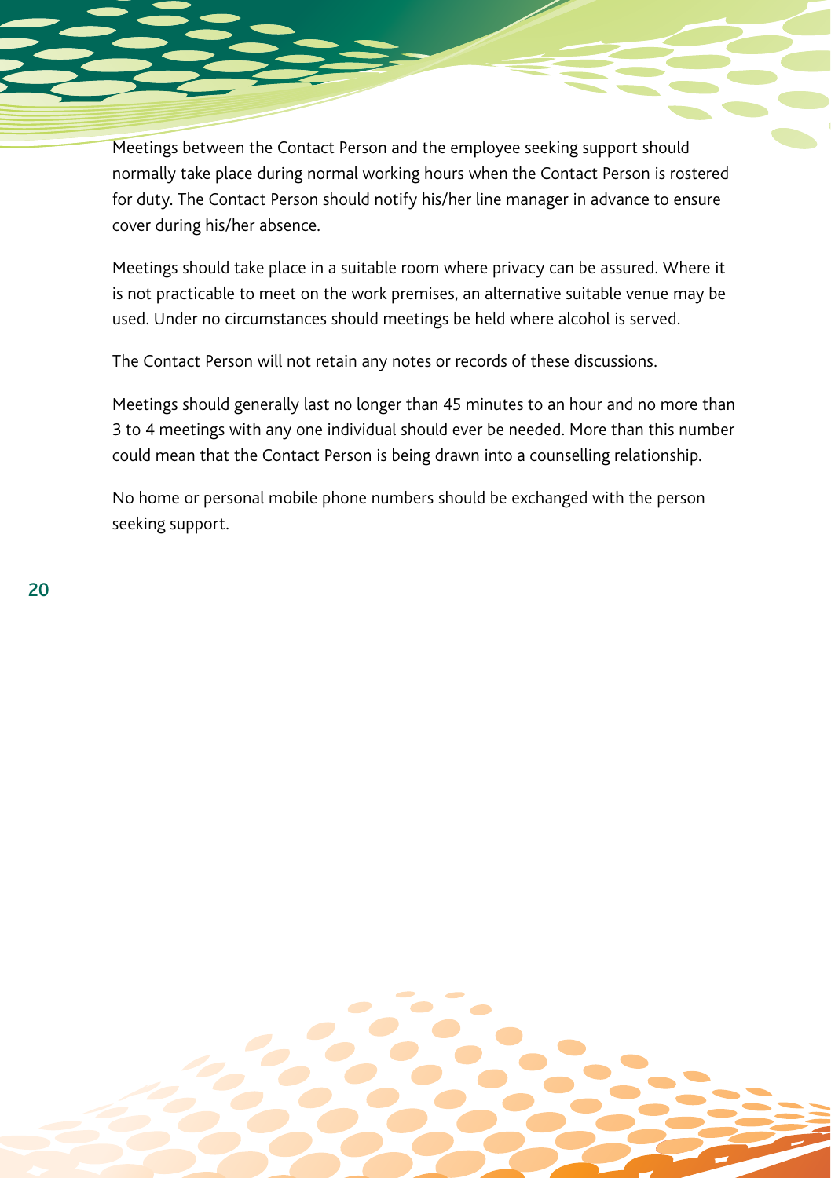Meetings between the Contact Person and the employee seeking support should normally take place during normal working hours when the Contact Person is rostered for duty. The Contact Person should notify his/her line manager in advance to ensure cover during his/her absence.

Meetings should take place in a suitable room where privacy can be assured. Where it is not practicable to meet on the work premises, an alternative suitable venue may be used. Under no circumstances should meetings be held where alcohol is served.

The Contact Person will not retain any notes or records of these discussions.

Meetings should generally last no longer than 45 minutes to an hour and no more than 3 to 4 meetings with any one individual should ever be needed. More than this number could mean that the Contact Person is being drawn into a counselling relationship.

No home or personal mobile phone numbers should be exchanged with the person seeking support.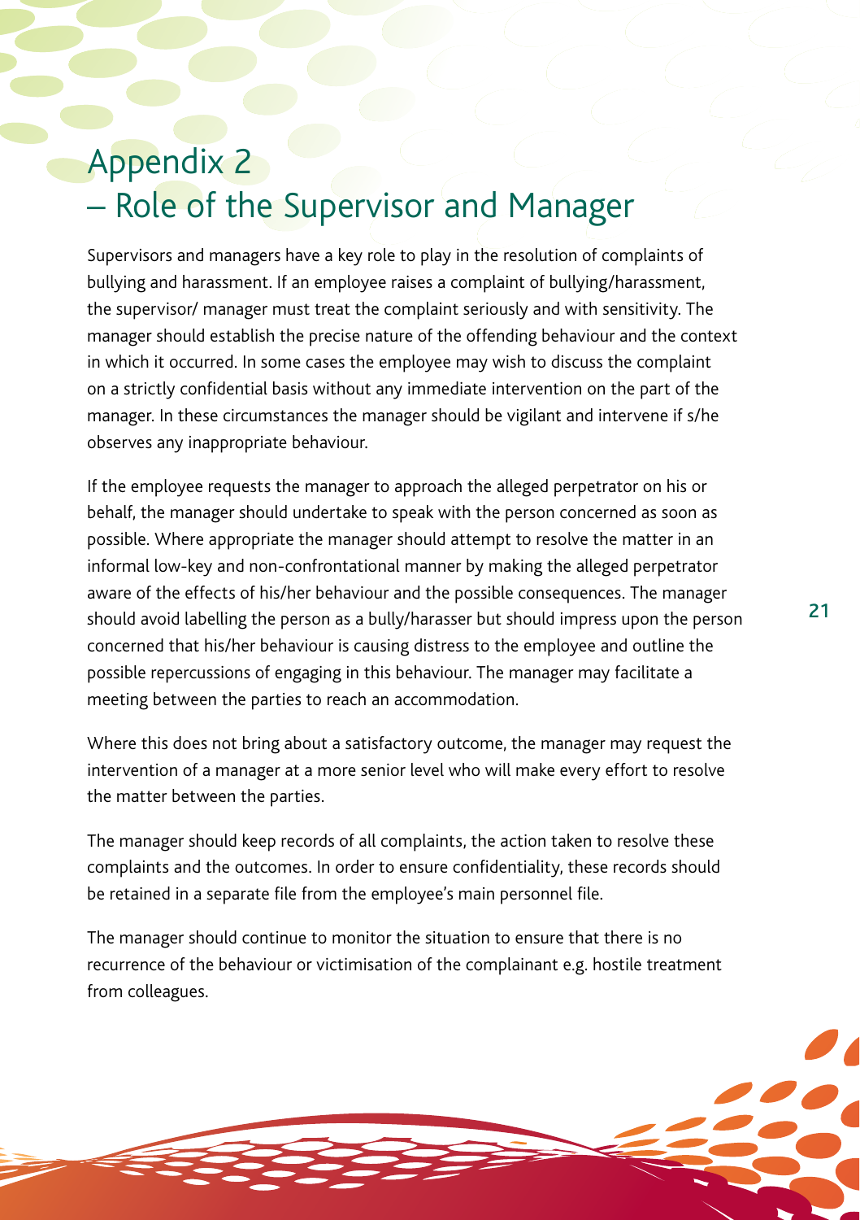# Appendix 2 – Role of the Supervisor and Manager

Supervisors and managers have a key role to play in the resolution of complaints of bullying and harassment. If an employee raises a complaint of bullying/harassment, the supervisor/ manager must treat the complaint seriously and with sensitivity. The manager should establish the precise nature of the offending behaviour and the context in which it occurred. In some cases the employee may wish to discuss the complaint on a strictly confidential basis without any immediate intervention on the part of the manager. In these circumstances the manager should be vigilant and intervene if s/he observes any inappropriate behaviour.

If the employee requests the manager to approach the alleged perpetrator on his or behalf, the manager should undertake to speak with the person concerned as soon as possible. Where appropriate the manager should attempt to resolve the matter in an informal low-key and non-confrontational manner by making the alleged perpetrator aware of the effects of his/her behaviour and the possible consequences. The manager should avoid labelling the person as a bully/harasser but should impress upon the person concerned that his/her behaviour is causing distress to the employee and outline the possible repercussions of engaging in this behaviour. The manager may facilitate a meeting between the parties to reach an accommodation.

Where this does not bring about a satisfactory outcome, the manager may request the intervention of a manager at a more senior level who will make every effort to resolve the matter between the parties.

The manager should keep records of all complaints, the action taken to resolve these complaints and the outcomes. In order to ensure confidentiality, these records should be retained in a separate file from the employee's main personnel file.

The manager should continue to monitor the situation to ensure that there is no recurrence of the behaviour or victimisation of the complainant e.g. hostile treatment from colleagues.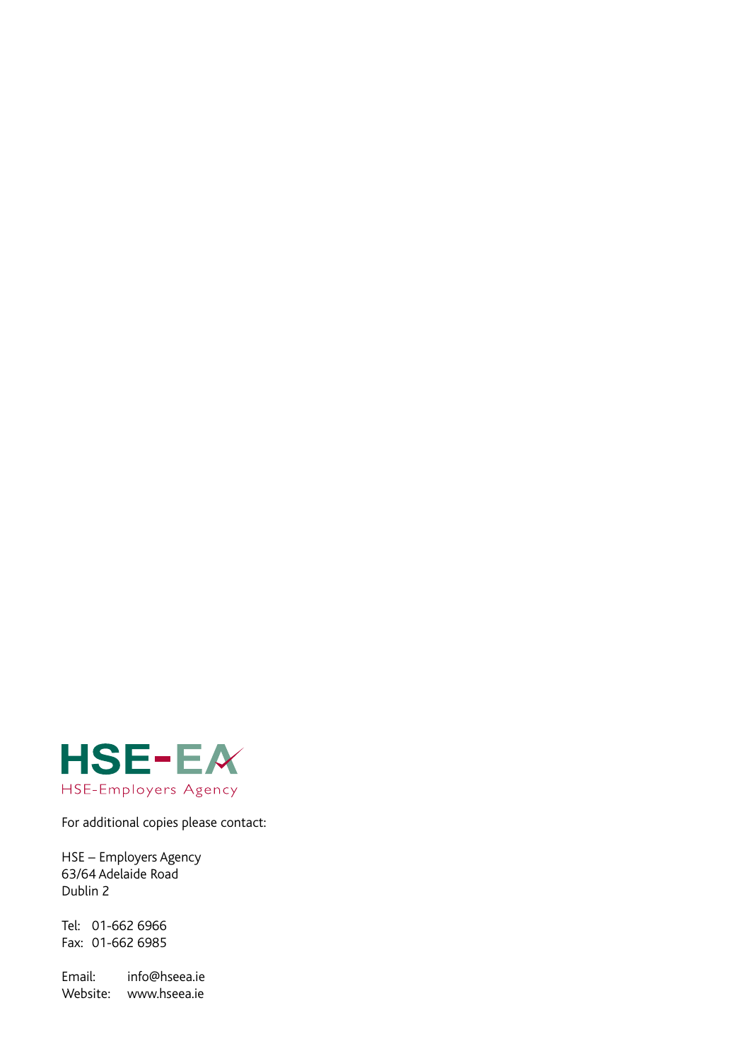HSE-EA

HSE-Employers Agency

For additional copies please contact:

HSE – Employers Agency
63/64 Adelaide Road
Dublin 2

Tel: 01-662 6966
Fax: 01-662 6985

Email: info@hseea.ie
Website: www.hseea.ie